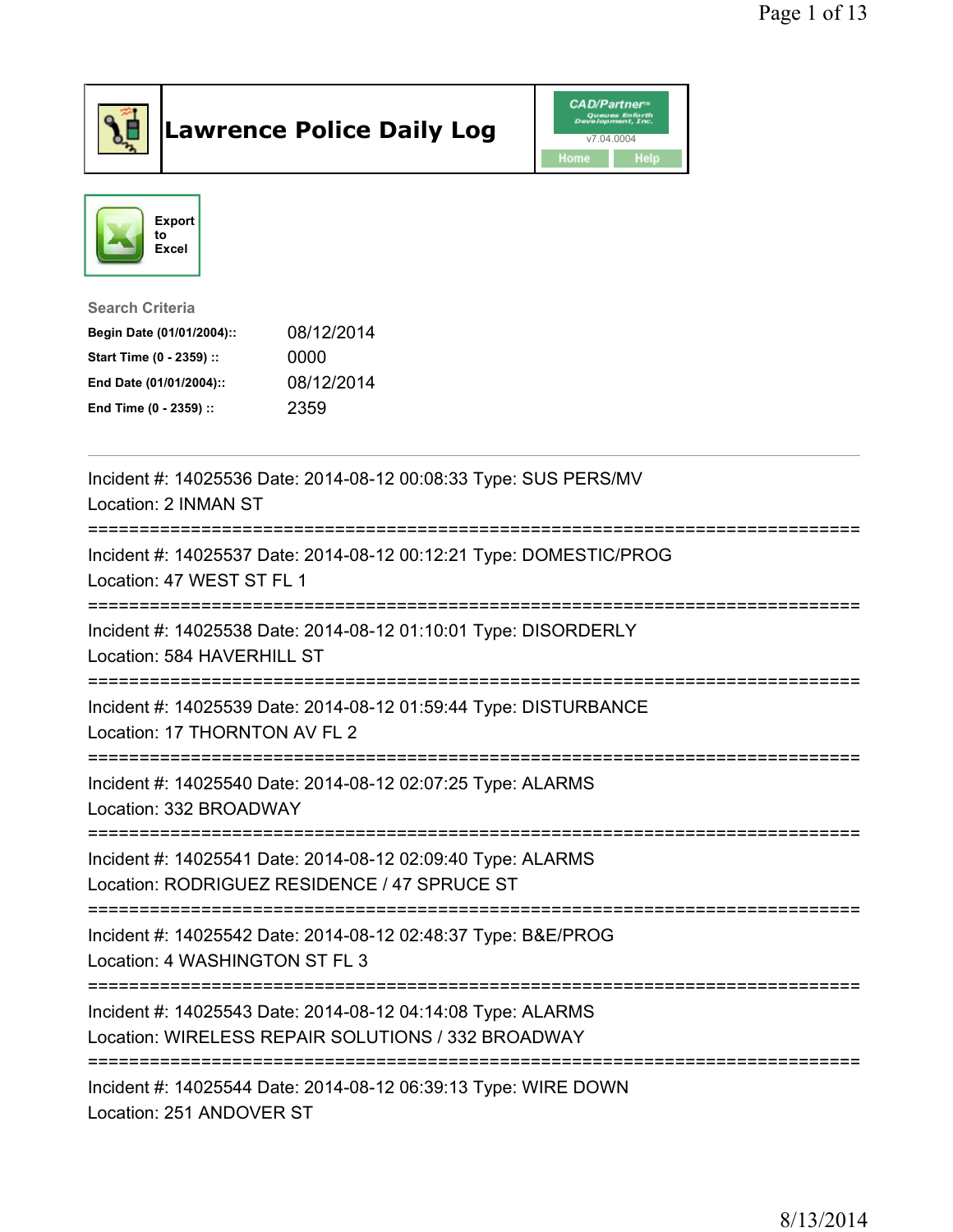# Lawrence Police Daily Log

CAD/Partner v7.04.0004

Home Help

Export to Excel

**Search Criteria**

| | |
|---|---|
| **Begin Date (01/01/2004)::** | 08/12/2014 |
| **Start Time (0 - 2359) ::** | 0000 |
| **End Date (01/01/2004)::** | 08/12/2014 |
| **End Time (0 - 2359) ::** | 2359 |

---

Incident #: 14025536 Date: 2014-08-12 00:08:33 Type: SUS PERS/MV
Location: 2 INMAN ST

===========================================================================

Incident #: 14025537 Date: 2014-08-12 00:12:21 Type: DOMESTIC/PROG
Location: 47 WEST ST FL 1

===========================================================================

Incident #: 14025538 Date: 2014-08-12 01:10:01 Type: DISORDERLY
Location: 584 HAVERHILL ST

===========================================================================

Incident #: 14025539 Date: 2014-08-12 01:59:44 Type: DISTURBANCE
Location: 17 THORNTON AV FL 2

===========================================================================

Incident #: 14025540 Date: 2014-08-12 02:07:25 Type: ALARMS
Location: 332 BROADWAY

===========================================================================

Incident #: 14025541 Date: 2014-08-12 02:09:40 Type: ALARMS
Location: RODRIGUEZ RESIDENCE / 47 SPRUCE ST

===========================================================================

Incident #: 14025542 Date: 2014-08-12 02:48:37 Type: B&E/PROG
Location: 4 WASHINGTON ST FL 3

===========================================================================

Incident #: 14025543 Date: 2014-08-12 04:14:08 Type: ALARMS
Location: WIRELESS REPAIR SOLUTIONS / 332 BROADWAY

===========================================================================

Incident #: 14025544 Date: 2014-08-12 06:39:13 Type: WIRE DOWN
Location: 251 ANDOVER ST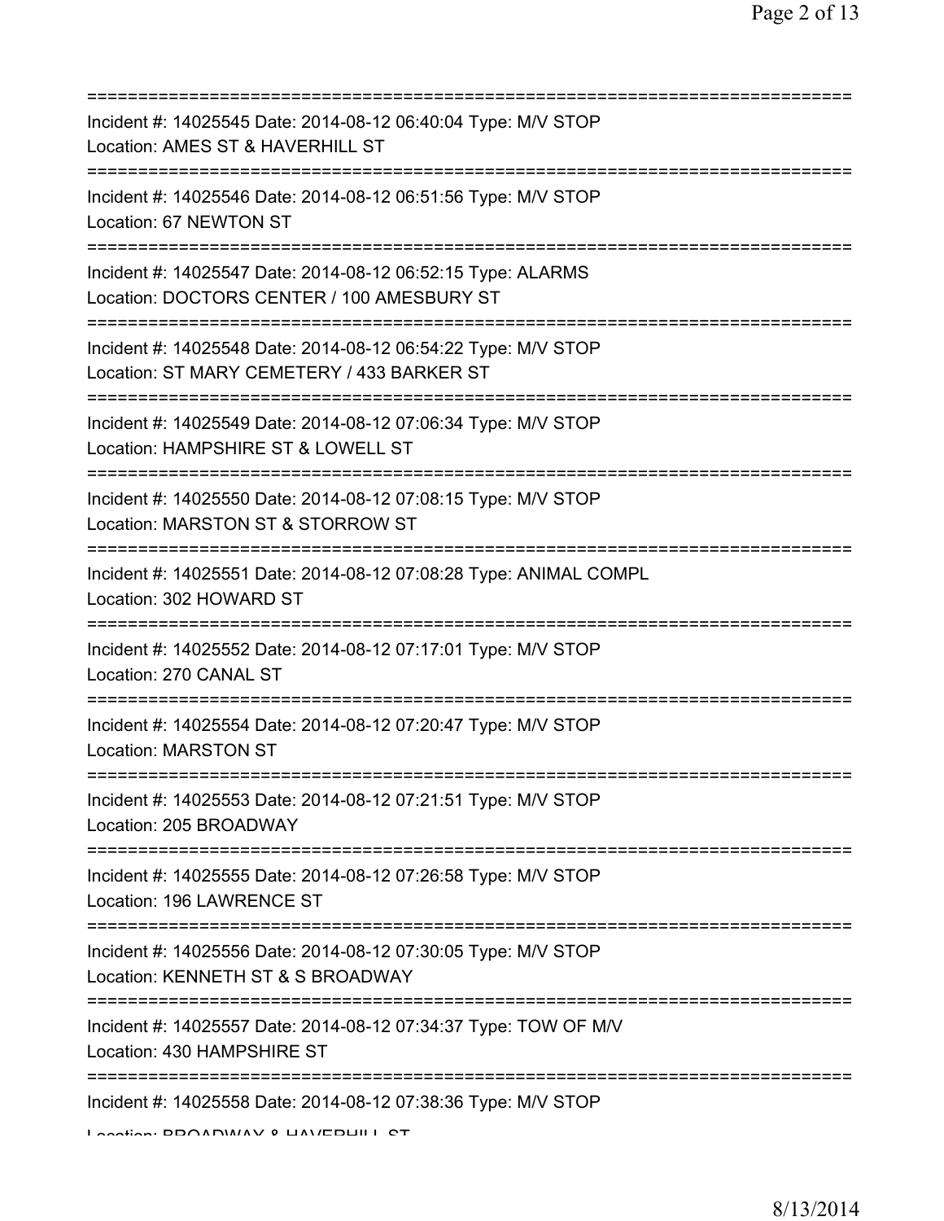===========================================================================

Incident #: 14025545 Date: 2014-08-12 06:40:04 Type: M/V STOP
Location: AMES ST & HAVERHILL ST

===========================================================================

Incident #: 14025546 Date: 2014-08-12 06:51:56 Type: M/V STOP
Location: 67 NEWTON ST

===========================================================================

Incident #: 14025547 Date: 2014-08-12 06:52:15 Type: ALARMS
Location: DOCTORS CENTER / 100 AMESBURY ST

===========================================================================

Incident #: 14025548 Date: 2014-08-12 06:54:22 Type: M/V STOP
Location: ST MARY CEMETERY / 433 BARKER ST

===========================================================================

Incident #: 14025549 Date: 2014-08-12 07:06:34 Type: M/V STOP
Location: HAMPSHIRE ST & LOWELL ST

===========================================================================

Incident #: 14025550 Date: 2014-08-12 07:08:15 Type: M/V STOP
Location: MARSTON ST & STORROW ST

===========================================================================

Incident #: 14025551 Date: 2014-08-12 07:08:28 Type: ANIMAL COMPL
Location: 302 HOWARD ST

===========================================================================

Incident #: 14025552 Date: 2014-08-12 07:17:01 Type: M/V STOP
Location: 270 CANAL ST

===========================================================================

Incident #: 14025554 Date: 2014-08-12 07:20:47 Type: M/V STOP
Location: MARSTON ST

===========================================================================

Incident #: 14025553 Date: 2014-08-12 07:21:51 Type: M/V STOP
Location: 205 BROADWAY

===========================================================================

Incident #: 14025555 Date: 2014-08-12 07:26:58 Type: M/V STOP
Location: 196 LAWRENCE ST

===========================================================================

Incident #: 14025556 Date: 2014-08-12 07:30:05 Type: M/V STOP
Location: KENNETH ST & S BROADWAY

===========================================================================

Incident #: 14025557 Date: 2014-08-12 07:34:37 Type: TOW OF M/V
Location: 430 HAMPSHIRE ST

===========================================================================

Incident #: 14025558 Date: 2014-08-12 07:38:36 Type: M/V STOP
Location: BROADWAY & HAVERHILL ST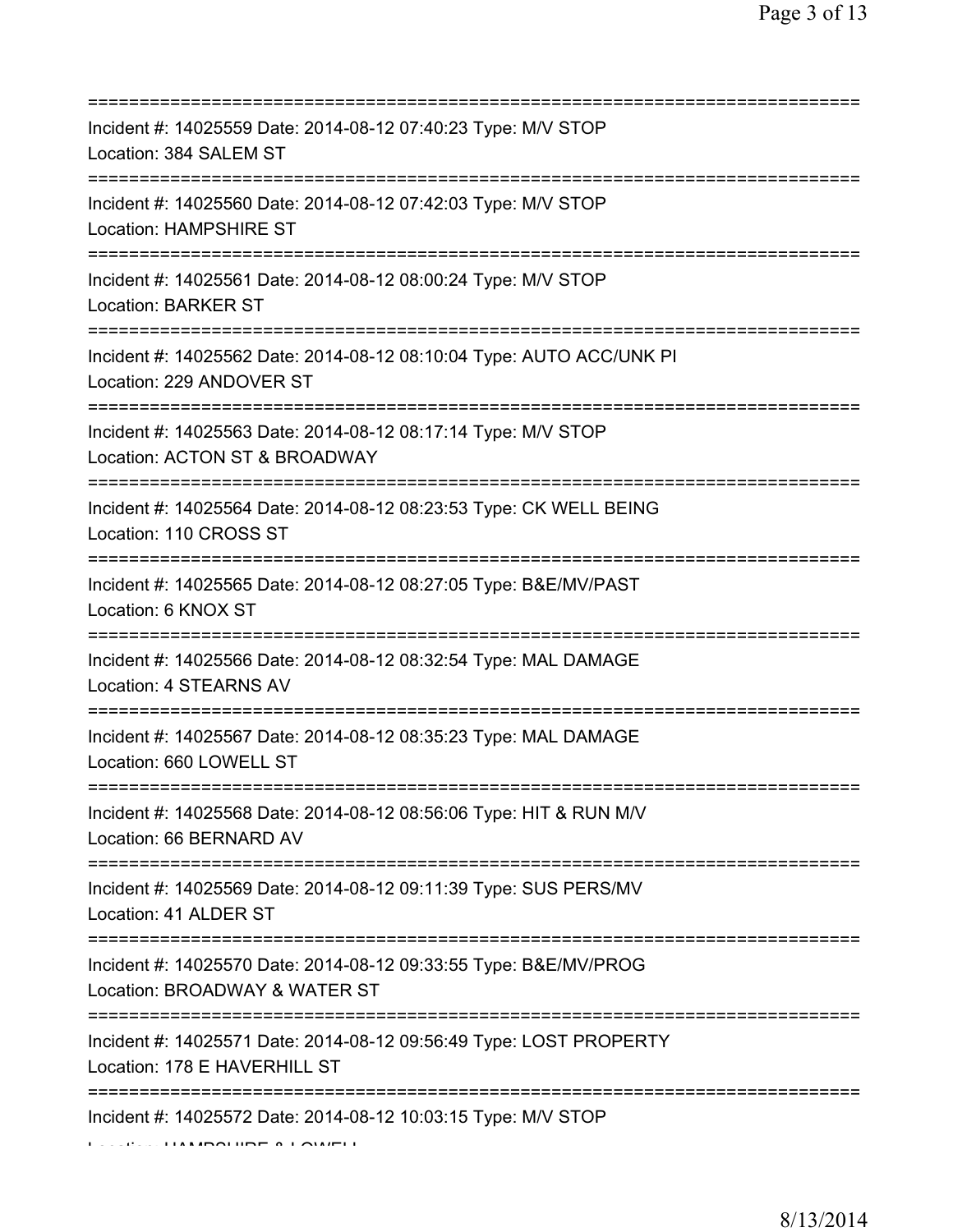==============================================================================
Incident #: 14025559 Date: 2014-08-12 07:40:23 Type: M/V STOP
Location: 384 SALEM ST
==============================================================================
Incident #: 14025560 Date: 2014-08-12 07:42:03 Type: M/V STOP
Location: HAMPSHIRE ST
==============================================================================
Incident #: 14025561 Date: 2014-08-12 08:00:24 Type: M/V STOP
Location: BARKER ST
==============================================================================
Incident #: 14025562 Date: 2014-08-12 08:10:04 Type: AUTO ACC/UNK PI
Location: 229 ANDOVER ST
==============================================================================
Incident #: 14025563 Date: 2014-08-12 08:17:14 Type: M/V STOP
Location: ACTON ST & BROADWAY
==============================================================================
Incident #: 14025564 Date: 2014-08-12 08:23:53 Type: CK WELL BEING
Location: 110 CROSS ST
==============================================================================
Incident #: 14025565 Date: 2014-08-12 08:27:05 Type: B&E/MV/PAST
Location: 6 KNOX ST
==============================================================================
Incident #: 14025566 Date: 2014-08-12 08:32:54 Type: MAL DAMAGE
Location: 4 STEARNS AV
==============================================================================
Incident #: 14025567 Date: 2014-08-12 08:35:23 Type: MAL DAMAGE
Location: 660 LOWELL ST
==============================================================================
Incident #: 14025568 Date: 2014-08-12 08:56:06 Type: HIT & RUN M/V
Location: 66 BERNARD AV
==============================================================================
Incident #: 14025569 Date: 2014-08-12 09:11:39 Type: SUS PERS/MV
Location: 41 ALDER ST
==============================================================================
Incident #: 14025570 Date: 2014-08-12 09:33:55 Type: B&E/MV/PROG
Location: BROADWAY & WATER ST
==============================================================================
Incident #: 14025571 Date: 2014-08-12 09:56:49 Type: LOST PROPERTY
Location: 178 E HAVERHILL ST
==============================================================================
Incident #: 14025572 Date: 2014-08-12 10:03:15 Type: M/V STOP
Location: HAMPSHIRE & LOWELL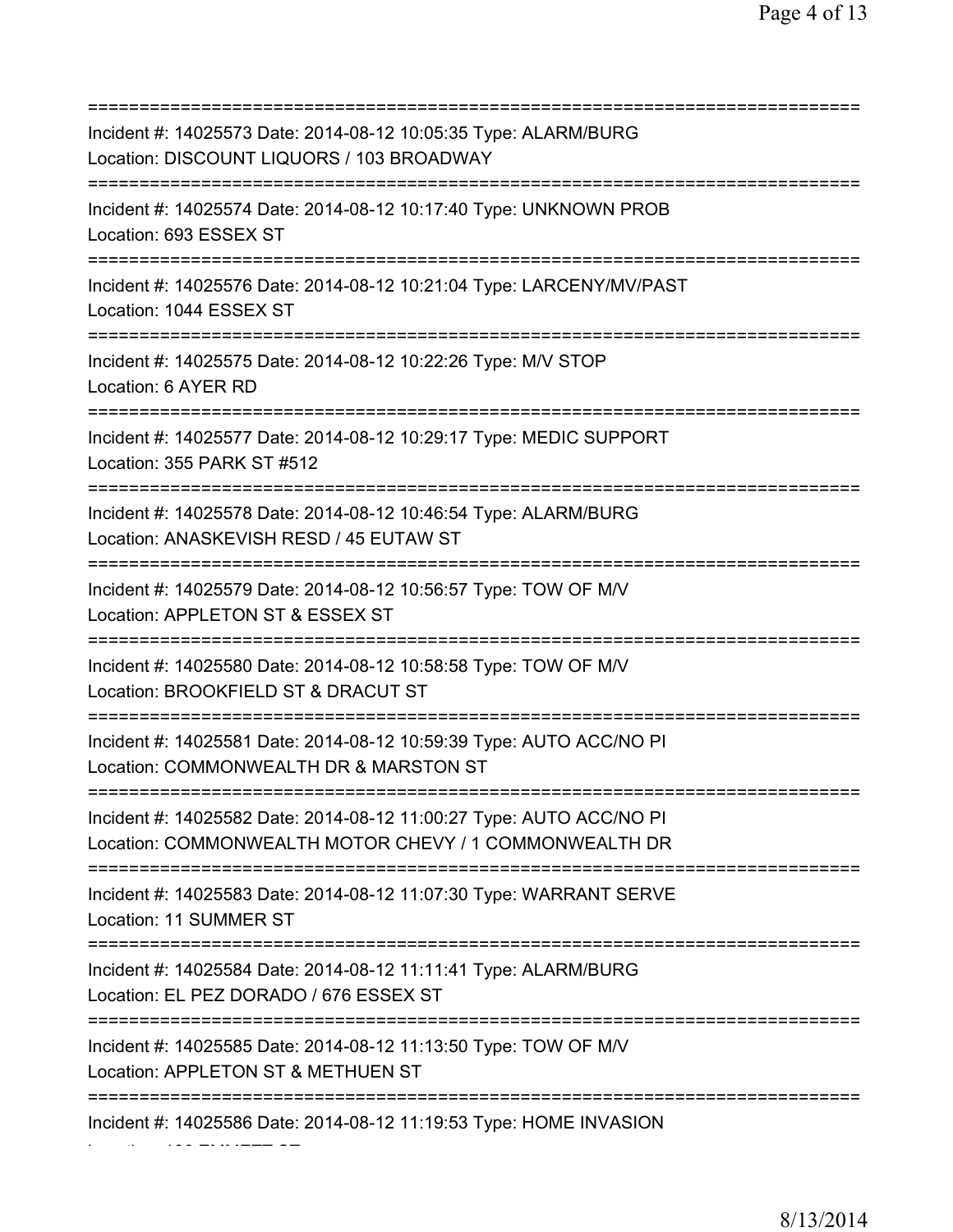===========================================================================

Incident #: 14025573 Date: 2014-08-12 10:05:35 Type: ALARM/BURG
Location: DISCOUNT LIQUORS / 103 BROADWAY

===========================================================================

Incident #: 14025574 Date: 2014-08-12 10:17:40 Type: UNKNOWN PROB
Location: 693 ESSEX ST

===========================================================================

Incident #: 14025576 Date: 2014-08-12 10:21:04 Type: LARCENY/MV/PAST
Location: 1044 ESSEX ST

===========================================================================

Incident #: 14025575 Date: 2014-08-12 10:22:26 Type: M/V STOP
Location: 6 AYER RD

===========================================================================

Incident #: 14025577 Date: 2014-08-12 10:29:17 Type: MEDIC SUPPORT
Location: 355 PARK ST #512

===========================================================================

Incident #: 14025578 Date: 2014-08-12 10:46:54 Type: ALARM/BURG
Location: ANASKEVISH RESD / 45 EUTAW ST

===========================================================================

Incident #: 14025579 Date: 2014-08-12 10:56:57 Type: TOW OF M/V
Location: APPLETON ST & ESSEX ST

===========================================================================

Incident #: 14025580 Date: 2014-08-12 10:58:58 Type: TOW OF M/V
Location: BROOKFIELD ST & DRACUT ST

===========================================================================

Incident #: 14025581 Date: 2014-08-12 10:59:39 Type: AUTO ACC/NO PI
Location: COMMONWEALTH DR & MARSTON ST

===========================================================================

Incident #: 14025582 Date: 2014-08-12 11:00:27 Type: AUTO ACC/NO PI
Location: COMMONWEALTH MOTOR CHEVY / 1 COMMONWEALTH DR

===========================================================================

Incident #: 14025583 Date: 2014-08-12 11:07:30 Type: WARRANT SERVE
Location: 11 SUMMER ST

===========================================================================

Incident #: 14025584 Date: 2014-08-12 11:11:41 Type: ALARM/BURG
Location: EL PEZ DORADO / 676 ESSEX ST

===========================================================================

Incident #: 14025585 Date: 2014-08-12 11:13:50 Type: TOW OF M/V
Location: APPLETON ST & METHUEN ST

===========================================================================

Incident #: 14025586 Date: 2014-08-12 11:19:53 Type: HOME INVASION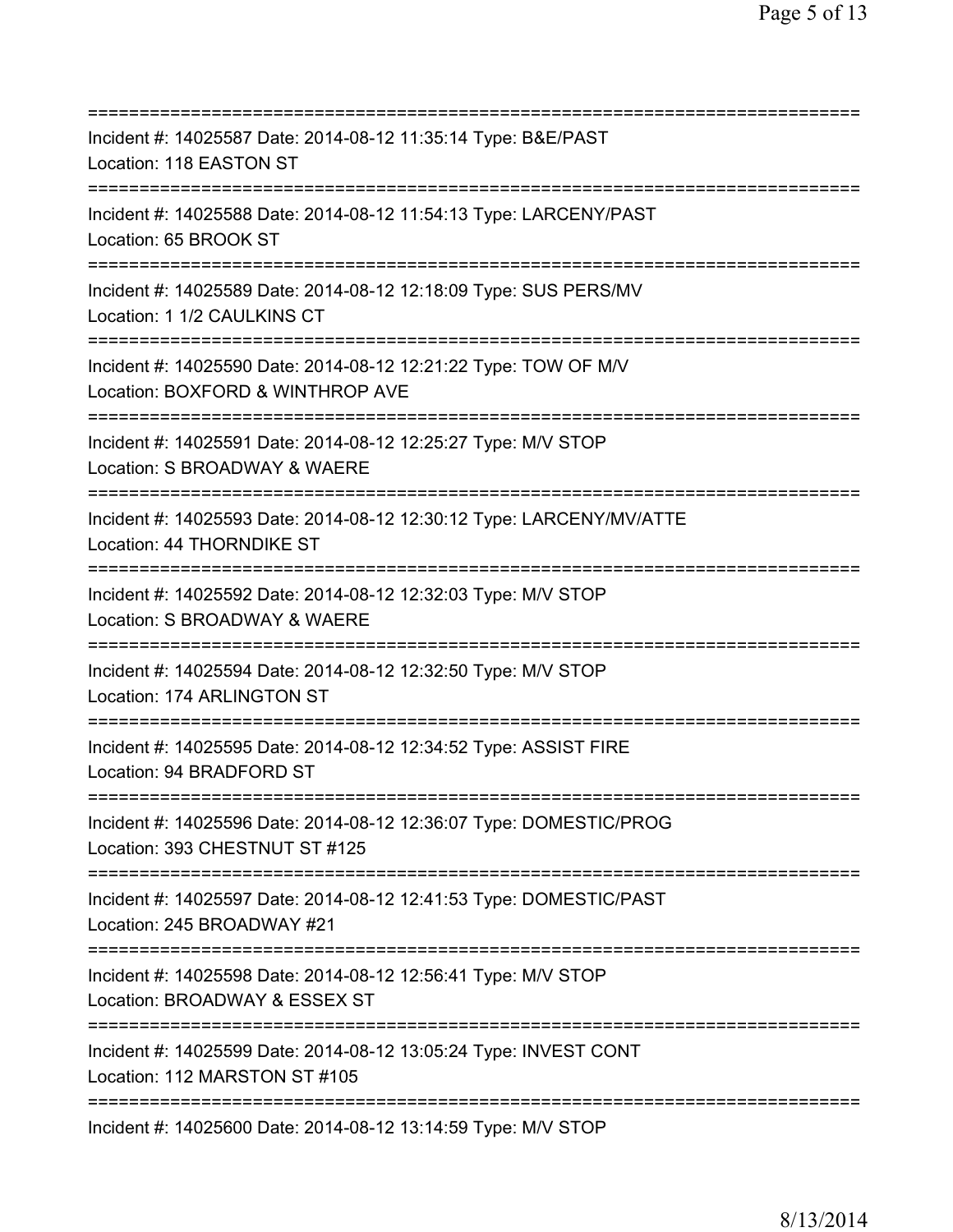===========================================================================
Incident #: 14025587 Date: 2014-08-12 11:35:14 Type: B&E/PAST
Location: 118 EASTON ST
===========================================================================
Incident #: 14025588 Date: 2014-08-12 11:54:13 Type: LARCENY/PAST
Location: 65 BROOK ST
===========================================================================
Incident #: 14025589 Date: 2014-08-12 12:18:09 Type: SUS PERS/MV
Location: 1 1/2 CAULKINS CT
===========================================================================
Incident #: 14025590 Date: 2014-08-12 12:21:22 Type: TOW OF M/V
Location: BOXFORD & WINTHROP AVE
===========================================================================
Incident #: 14025591 Date: 2014-08-12 12:25:27 Type: M/V STOP
Location: S BROADWAY & WAERE
===========================================================================
Incident #: 14025593 Date: 2014-08-12 12:30:12 Type: LARCENY/MV/ATTE
Location: 44 THORNDIKE ST
===========================================================================
Incident #: 14025592 Date: 2014-08-12 12:32:03 Type: M/V STOP
Location: S BROADWAY & WAERE
===========================================================================
Incident #: 14025594 Date: 2014-08-12 12:32:50 Type: M/V STOP
Location: 174 ARLINGTON ST
===========================================================================
Incident #: 14025595 Date: 2014-08-12 12:34:52 Type: ASSIST FIRE
Location: 94 BRADFORD ST
===========================================================================
Incident #: 14025596 Date: 2014-08-12 12:36:07 Type: DOMESTIC/PROG
Location: 393 CHESTNUT ST #125
===========================================================================
Incident #: 14025597 Date: 2014-08-12 12:41:53 Type: DOMESTIC/PAST
Location: 245 BROADWAY #21
===========================================================================
Incident #: 14025598 Date: 2014-08-12 12:56:41 Type: M/V STOP
Location: BROADWAY & ESSEX ST
===========================================================================
Incident #: 14025599 Date: 2014-08-12 13:05:24 Type: INVEST CONT
Location: 112 MARSTON ST #105
===========================================================================
Incident #: 14025600 Date: 2014-08-12 13:14:59 Type: M/V STOP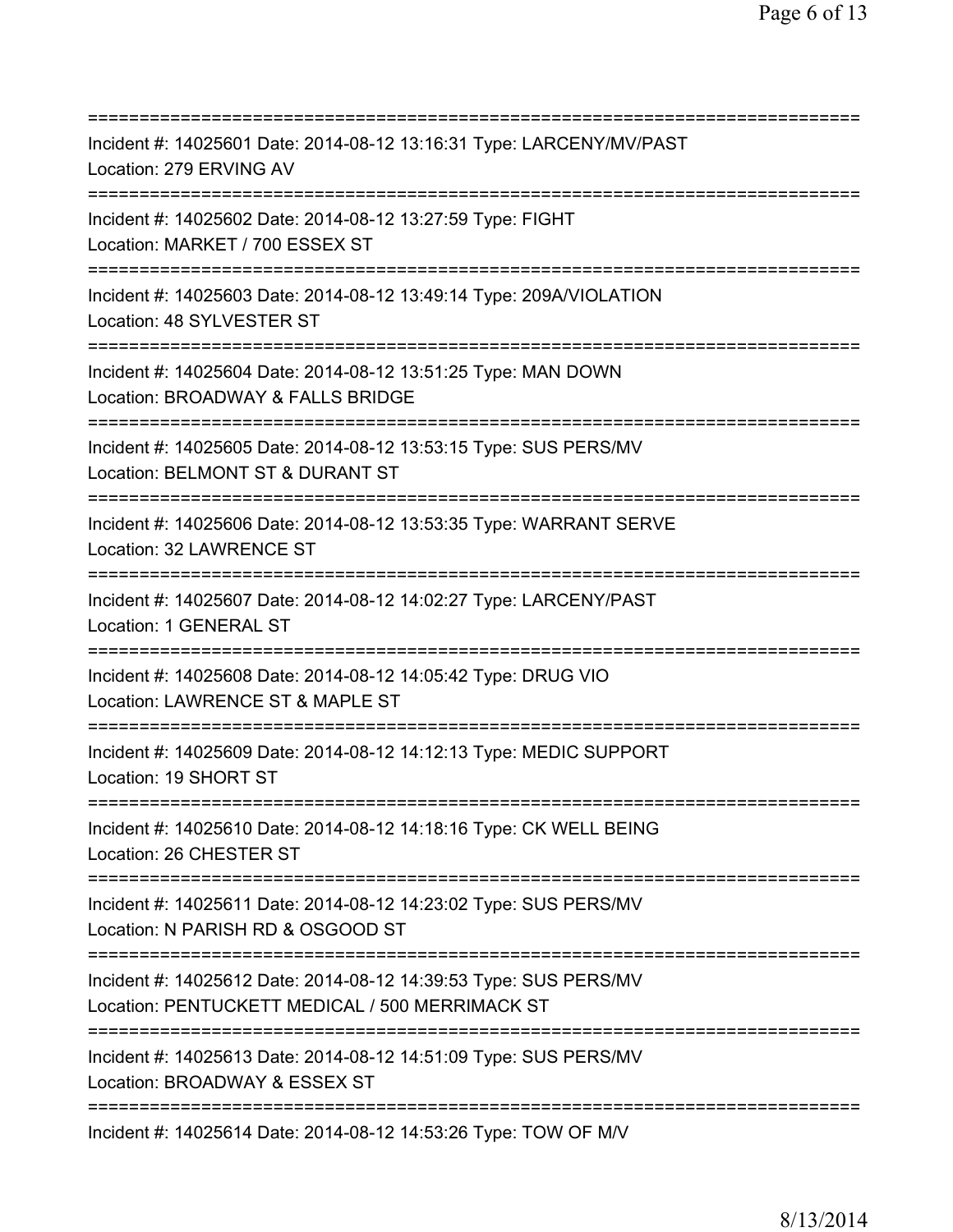===========================================================================
Incident #: 14025601 Date: 2014-08-12 13:16:31 Type: LARCENY/MV/PAST
Location: 279 ERVING AV
===========================================================================
Incident #: 14025602 Date: 2014-08-12 13:27:59 Type: FIGHT
Location: MARKET / 700 ESSEX ST
===========================================================================
Incident #: 14025603 Date: 2014-08-12 13:49:14 Type: 209A/VIOLATION
Location: 48 SYLVESTER ST
===========================================================================
Incident #: 14025604 Date: 2014-08-12 13:51:25 Type: MAN DOWN
Location: BROADWAY & FALLS BRIDGE
===========================================================================
Incident #: 14025605 Date: 2014-08-12 13:53:15 Type: SUS PERS/MV
Location: BELMONT ST & DURANT ST
===========================================================================
Incident #: 14025606 Date: 2014-08-12 13:53:35 Type: WARRANT SERVE
Location: 32 LAWRENCE ST
===========================================================================
Incident #: 14025607 Date: 2014-08-12 14:02:27 Type: LARCENY/PAST
Location: 1 GENERAL ST
===========================================================================
Incident #: 14025608 Date: 2014-08-12 14:05:42 Type: DRUG VIO
Location: LAWRENCE ST & MAPLE ST
===========================================================================
Incident #: 14025609 Date: 2014-08-12 14:12:13 Type: MEDIC SUPPORT
Location: 19 SHORT ST
===========================================================================
Incident #: 14025610 Date: 2014-08-12 14:18:16 Type: CK WELL BEING
Location: 26 CHESTER ST
===========================================================================
Incident #: 14025611 Date: 2014-08-12 14:23:02 Type: SUS PERS/MV
Location: N PARISH RD & OSGOOD ST
===========================================================================
Incident #: 14025612 Date: 2014-08-12 14:39:53 Type: SUS PERS/MV
Location: PENTUCKETT MEDICAL / 500 MERRIMACK ST
===========================================================================
Incident #: 14025613 Date: 2014-08-12 14:51:09 Type: SUS PERS/MV
Location: BROADWAY & ESSEX ST
===========================================================================
Incident #: 14025614 Date: 2014-08-12 14:53:26 Type: TOW OF M/V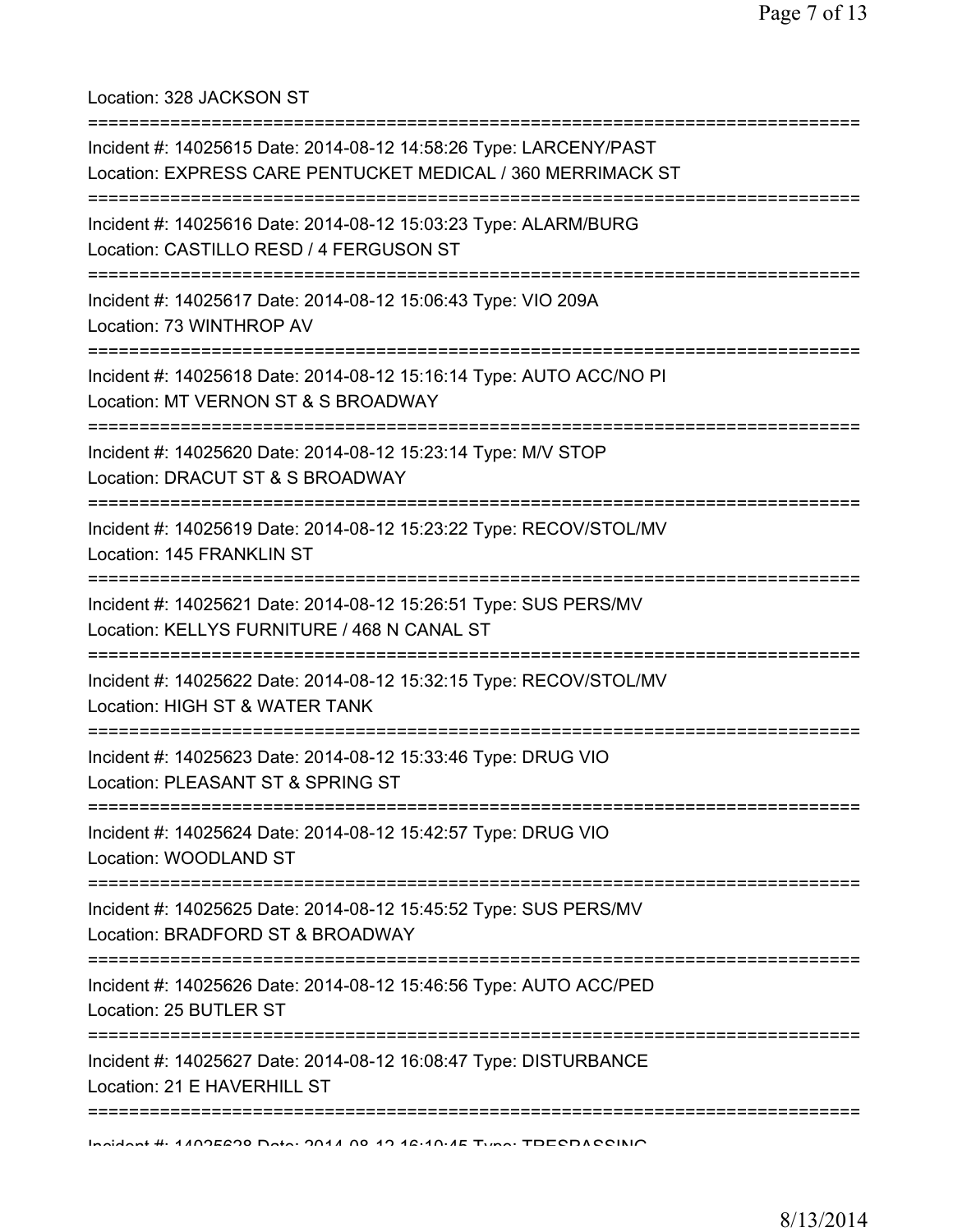Location: 328 JACKSON ST

===========================================================================

Incident #: 14025615 Date: 2014-08-12 14:58:26 Type: LARCENY/PAST
Location: EXPRESS CARE PENTUCKET MEDICAL / 360 MERRIMACK ST

===========================================================================

Incident #: 14025616 Date: 2014-08-12 15:03:23 Type: ALARM/BURG
Location: CASTILLO RESD / 4 FERGUSON ST

===========================================================================

Incident #: 14025617 Date: 2014-08-12 15:06:43 Type: VIO 209A
Location: 73 WINTHROP AV

===========================================================================

Incident #: 14025618 Date: 2014-08-12 15:16:14 Type: AUTO ACC/NO PI
Location: MT VERNON ST & S BROADWAY

===========================================================================

Incident #: 14025620 Date: 2014-08-12 15:23:14 Type: M/V STOP
Location: DRACUT ST & S BROADWAY

===========================================================================

Incident #: 14025619 Date: 2014-08-12 15:23:22 Type: RECOV/STOL/MV
Location: 145 FRANKLIN ST

===========================================================================

Incident #: 14025621 Date: 2014-08-12 15:26:51 Type: SUS PERS/MV
Location: KELLYS FURNITURE / 468 N CANAL ST

===========================================================================

Incident #: 14025622 Date: 2014-08-12 15:32:15 Type: RECOV/STOL/MV
Location: HIGH ST & WATER TANK

===========================================================================

Incident #: 14025623 Date: 2014-08-12 15:33:46 Type: DRUG VIO
Location: PLEASANT ST & SPRING ST

===========================================================================

Incident #: 14025624 Date: 2014-08-12 15:42:57 Type: DRUG VIO
Location: WOODLAND ST

===========================================================================

Incident #: 14025625 Date: 2014-08-12 15:45:52 Type: SUS PERS/MV
Location: BRADFORD ST & BROADWAY

===========================================================================

Incident #: 14025626 Date: 2014-08-12 15:46:56 Type: AUTO ACC/PED
Location: 25 BUTLER ST

===========================================================================

Incident #: 14025627 Date: 2014-08-12 16:08:47 Type: DISTURBANCE
Location: 21 E HAVERHILL ST

===========================================================================

Incident #: 14025628 Date: 2014-08-12 16:10:45 Type: TRESPASSING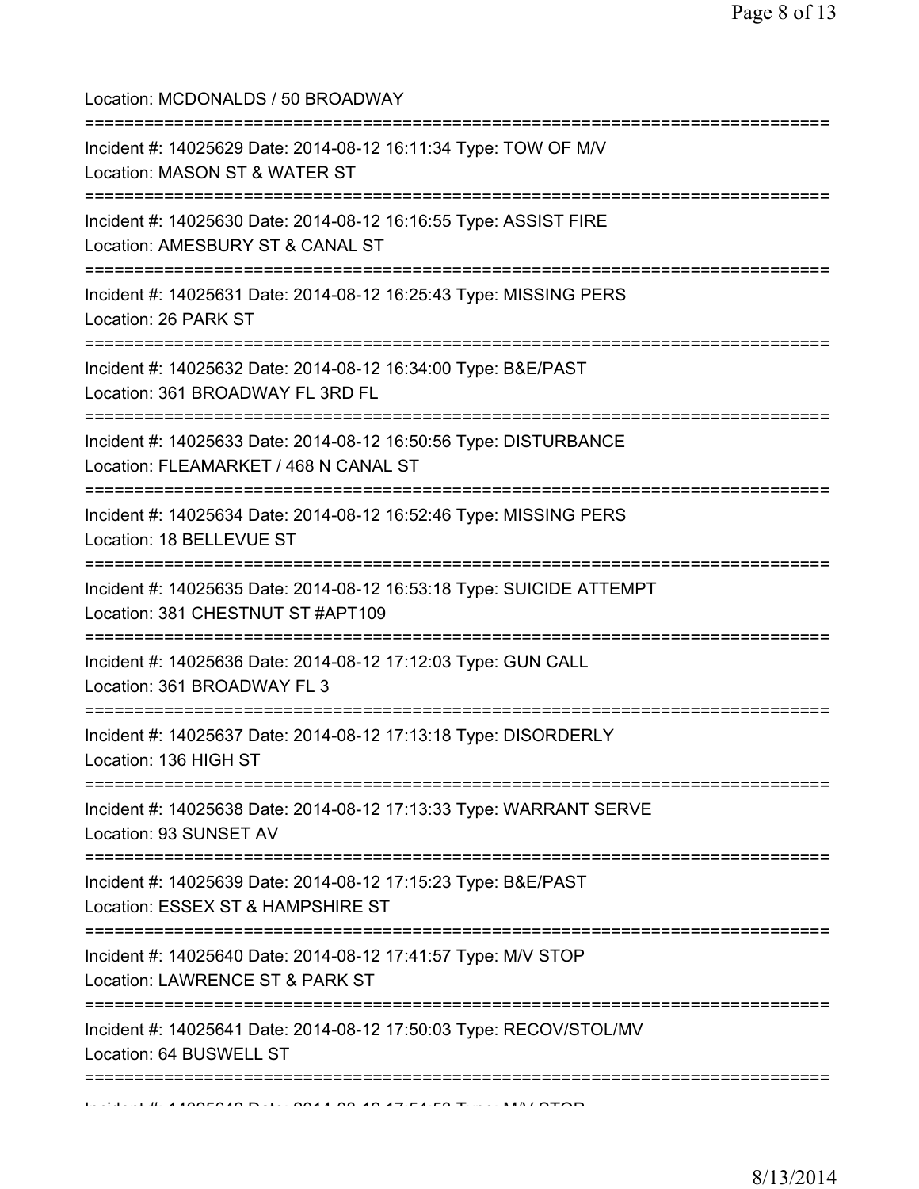Location: MCDONALDS / 50 BROADWAY

===========================================================================

Incident #: 14025629 Date: 2014-08-12 16:11:34 Type: TOW OF M/V
Location: MASON ST & WATER ST

===========================================================================

Incident #: 14025630 Date: 2014-08-12 16:16:55 Type: ASSIST FIRE
Location: AMESBURY ST & CANAL ST

===========================================================================

Incident #: 14025631 Date: 2014-08-12 16:25:43 Type: MISSING PERS
Location: 26 PARK ST

===========================================================================

Incident #: 14025632 Date: 2014-08-12 16:34:00 Type: B&E/PAST
Location: 361 BROADWAY FL 3RD FL

===========================================================================

Incident #: 14025633 Date: 2014-08-12 16:50:56 Type: DISTURBANCE
Location: FLEAMARKET / 468 N CANAL ST

===========================================================================

Incident #: 14025634 Date: 2014-08-12 16:52:46 Type: MISSING PERS
Location: 18 BELLEVUE ST

===========================================================================

Incident #: 14025635 Date: 2014-08-12 16:53:18 Type: SUICIDE ATTEMPT
Location: 381 CHESTNUT ST #APT109

===========================================================================

Incident #: 14025636 Date: 2014-08-12 17:12:03 Type: GUN CALL
Location: 361 BROADWAY FL 3

===========================================================================

Incident #: 14025637 Date: 2014-08-12 17:13:18 Type: DISORDERLY
Location: 136 HIGH ST

===========================================================================

Incident #: 14025638 Date: 2014-08-12 17:13:33 Type: WARRANT SERVE
Location: 93 SUNSET AV

===========================================================================

Incident #: 14025639 Date: 2014-08-12 17:15:23 Type: B&E/PAST
Location: ESSEX ST & HAMPSHIRE ST

===========================================================================

Incident #: 14025640 Date: 2014-08-12 17:41:57 Type: M/V STOP
Location: LAWRENCE ST & PARK ST

===========================================================================

Incident #: 14025641 Date: 2014-08-12 17:50:03 Type: RECOV/STOL/MV
Location: 64 BUSWELL ST

===========================================================================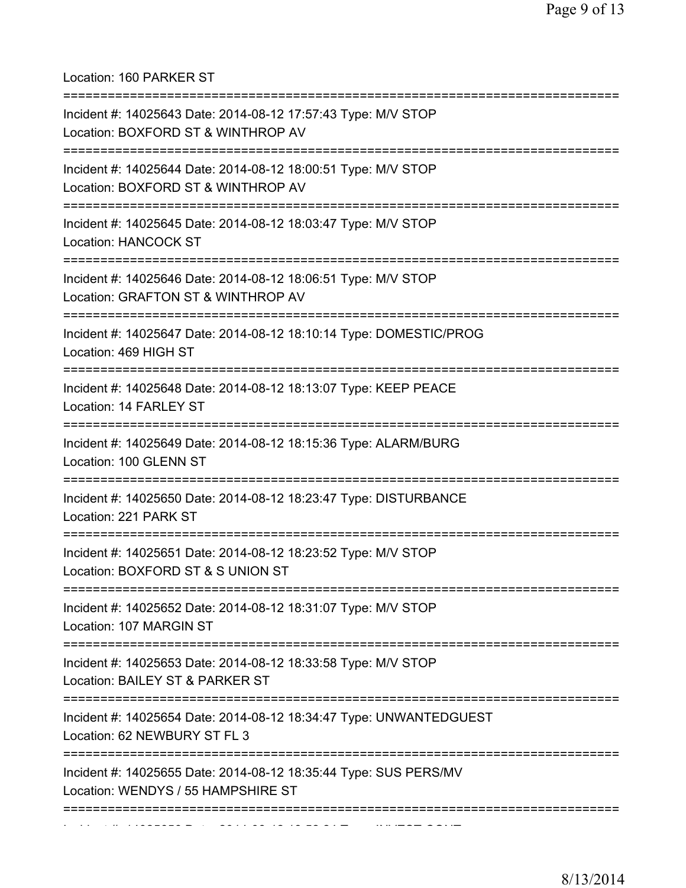Location: 160 PARKER ST

===========================================================================

Incident #: 14025643 Date: 2014-08-12 17:57:43 Type: M/V STOP
Location: BOXFORD ST & WINTHROP AV

===========================================================================

Incident #: 14025644 Date: 2014-08-12 18:00:51 Type: M/V STOP
Location: BOXFORD ST & WINTHROP AV

===========================================================================

Incident #: 14025645 Date: 2014-08-12 18:03:47 Type: M/V STOP
Location: HANCOCK ST

===========================================================================

Incident #: 14025646 Date: 2014-08-12 18:06:51 Type: M/V STOP
Location: GRAFTON ST & WINTHROP AV

===========================================================================

Incident #: 14025647 Date: 2014-08-12 18:10:14 Type: DOMESTIC/PROG
Location: 469 HIGH ST

===========================================================================

Incident #: 14025648 Date: 2014-08-12 18:13:07 Type: KEEP PEACE
Location: 14 FARLEY ST

===========================================================================

Incident #: 14025649 Date: 2014-08-12 18:15:36 Type: ALARM/BURG
Location: 100 GLENN ST

===========================================================================

Incident #: 14025650 Date: 2014-08-12 18:23:47 Type: DISTURBANCE
Location: 221 PARK ST

===========================================================================

Incident #: 14025651 Date: 2014-08-12 18:23:52 Type: M/V STOP
Location: BOXFORD ST & S UNION ST

===========================================================================

Incident #: 14025652 Date: 2014-08-12 18:31:07 Type: M/V STOP
Location: 107 MARGIN ST

===========================================================================

Incident #: 14025653 Date: 2014-08-12 18:33:58 Type: M/V STOP
Location: BAILEY ST & PARKER ST

===========================================================================

Incident #: 14025654 Date: 2014-08-12 18:34:47 Type: UNWANTEDGUEST
Location: 62 NEWBURY ST FL 3

===========================================================================

Incident #: 14025655 Date: 2014-08-12 18:35:44 Type: SUS PERS/MV
Location: WENDYS / 55 HAMPSHIRE ST

===========================================================================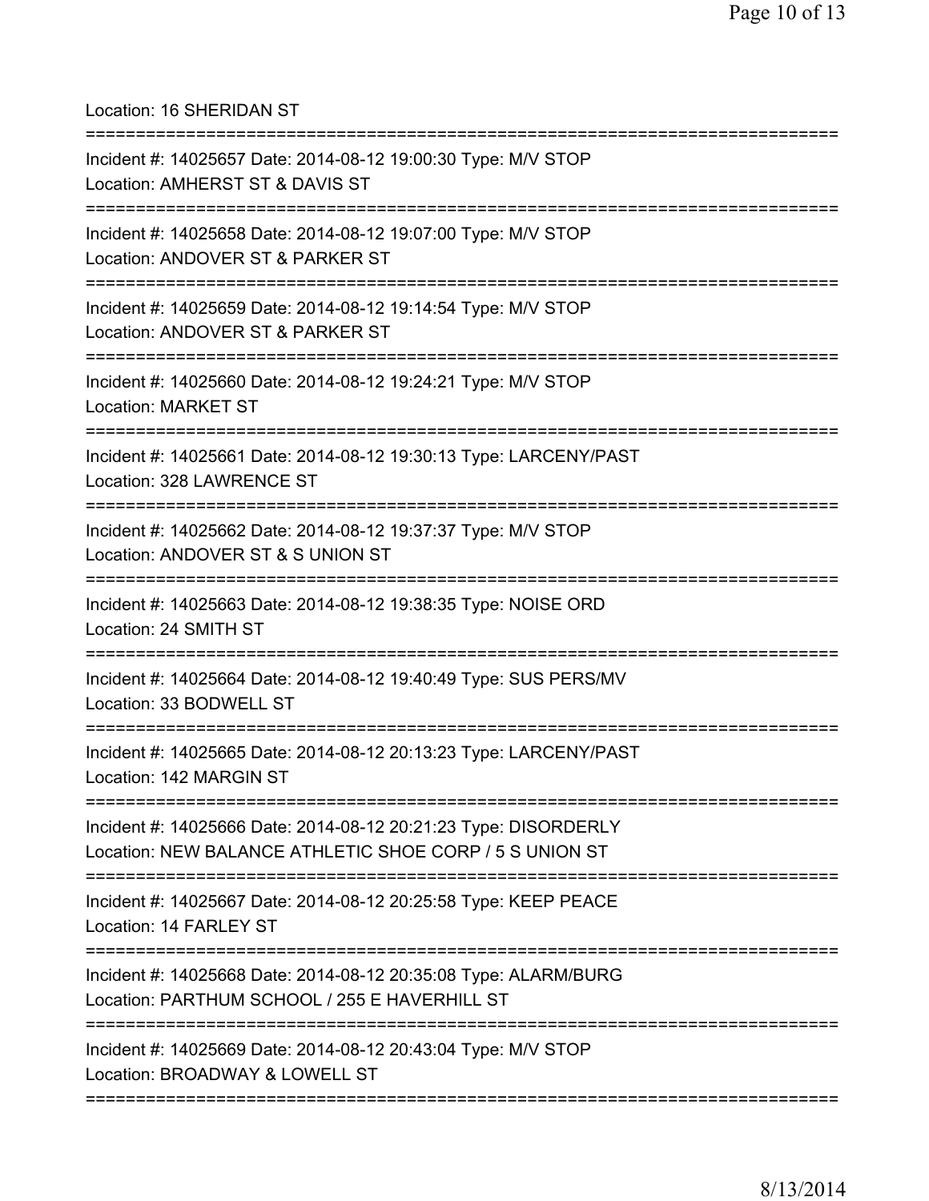Location: 16 SHERIDAN ST

===========================================================================

Incident #: 14025657 Date: 2014-08-12 19:00:30 Type: M/V STOP
Location: AMHERST ST & DAVIS ST

===========================================================================

Incident #: 14025658 Date: 2014-08-12 19:07:00 Type: M/V STOP
Location: ANDOVER ST & PARKER ST

===========================================================================

Incident #: 14025659 Date: 2014-08-12 19:14:54 Type: M/V STOP
Location: ANDOVER ST & PARKER ST

===========================================================================

Incident #: 14025660 Date: 2014-08-12 19:24:21 Type: M/V STOP
Location: MARKET ST

===========================================================================

Incident #: 14025661 Date: 2014-08-12 19:30:13 Type: LARCENY/PAST
Location: 328 LAWRENCE ST

===========================================================================

Incident #: 14025662 Date: 2014-08-12 19:37:37 Type: M/V STOP
Location: ANDOVER ST & S UNION ST

===========================================================================

Incident #: 14025663 Date: 2014-08-12 19:38:35 Type: NOISE ORD
Location: 24 SMITH ST

===========================================================================

Incident #: 14025664 Date: 2014-08-12 19:40:49 Type: SUS PERS/MV
Location: 33 BODWELL ST

===========================================================================

Incident #: 14025665 Date: 2014-08-12 20:13:23 Type: LARCENY/PAST
Location: 142 MARGIN ST

===========================================================================

Incident #: 14025666 Date: 2014-08-12 20:21:23 Type: DISORDERLY
Location: NEW BALANCE ATHLETIC SHOE CORP / 5 S UNION ST

===========================================================================

Incident #: 14025667 Date: 2014-08-12 20:25:58 Type: KEEP PEACE
Location: 14 FARLEY ST

===========================================================================

Incident #: 14025668 Date: 2014-08-12 20:35:08 Type: ALARM/BURG
Location: PARTHUM SCHOOL / 255 E HAVERHILL ST

===========================================================================

Incident #: 14025669 Date: 2014-08-12 20:43:04 Type: M/V STOP
Location: BROADWAY & LOWELL ST

===========================================================================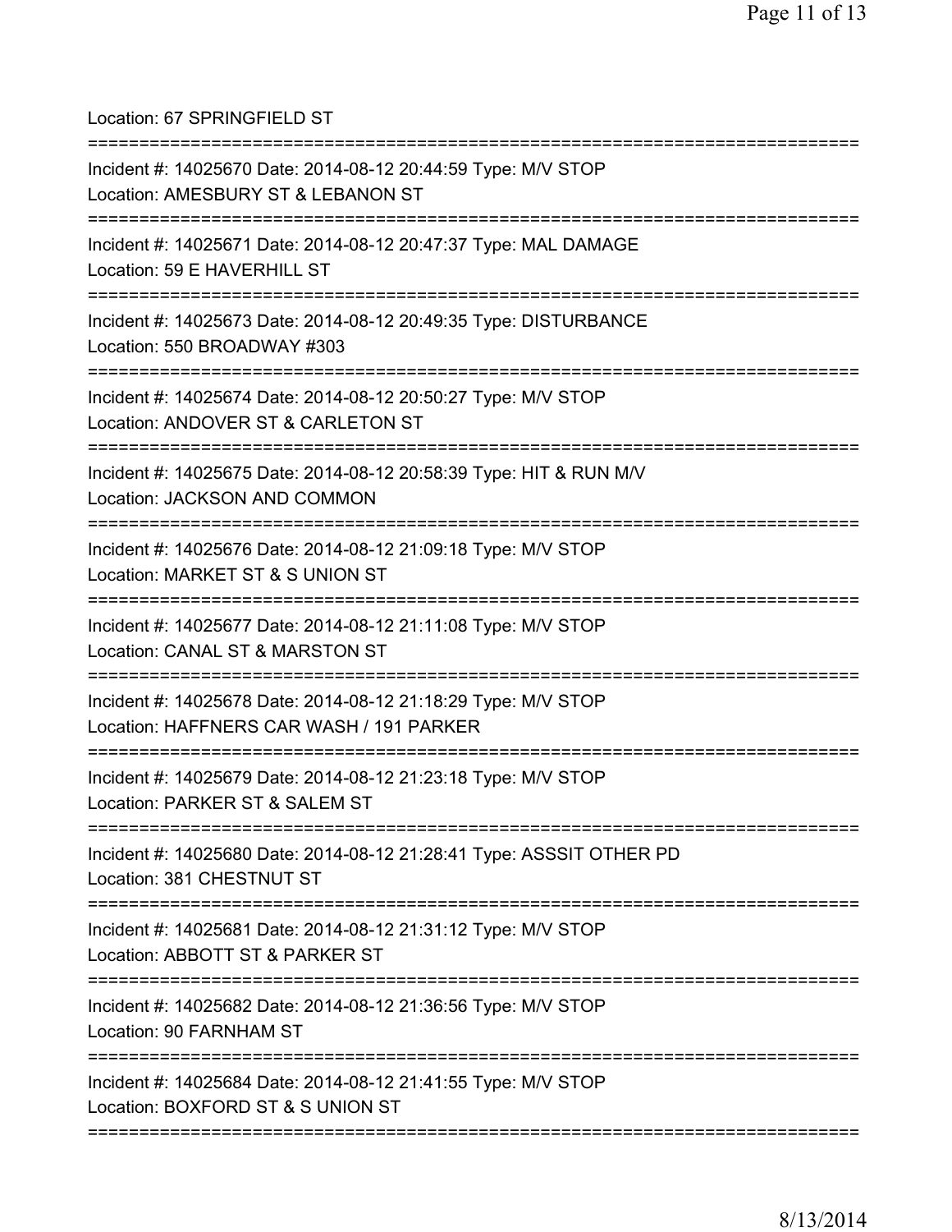Location: 67 SPRINGFIELD ST

===========================================================================

Incident #: 14025670 Date: 2014-08-12 20:44:59 Type: M/V STOP
Location: AMESBURY ST & LEBANON ST

===========================================================================

Incident #: 14025671 Date: 2014-08-12 20:47:37 Type: MAL DAMAGE
Location: 59 E HAVERHILL ST

===========================================================================

Incident #: 14025673 Date: 2014-08-12 20:49:35 Type: DISTURBANCE
Location: 550 BROADWAY #303

===========================================================================

Incident #: 14025674 Date: 2014-08-12 20:50:27 Type: M/V STOP
Location: ANDOVER ST & CARLETON ST

===========================================================================

Incident #: 14025675 Date: 2014-08-12 20:58:39 Type: HIT & RUN M/V
Location: JACKSON AND COMMON

===========================================================================

Incident #: 14025676 Date: 2014-08-12 21:09:18 Type: M/V STOP
Location: MARKET ST & S UNION ST

===========================================================================

Incident #: 14025677 Date: 2014-08-12 21:11:08 Type: M/V STOP
Location: CANAL ST & MARSTON ST

===========================================================================

Incident #: 14025678 Date: 2014-08-12 21:18:29 Type: M/V STOP
Location: HAFFNERS CAR WASH / 191 PARKER

===========================================================================

Incident #: 14025679 Date: 2014-08-12 21:23:18 Type: M/V STOP
Location: PARKER ST & SALEM ST

===========================================================================

Incident #: 14025680 Date: 2014-08-12 21:28:41 Type: ASSSIT OTHER PD
Location: 381 CHESTNUT ST

===========================================================================

Incident #: 14025681 Date: 2014-08-12 21:31:12 Type: M/V STOP
Location: ABBOTT ST & PARKER ST

===========================================================================

Incident #: 14025682 Date: 2014-08-12 21:36:56 Type: M/V STOP
Location: 90 FARNHAM ST

===========================================================================

Incident #: 14025684 Date: 2014-08-12 21:41:55 Type: M/V STOP
Location: BOXFORD ST & S UNION ST

===========================================================================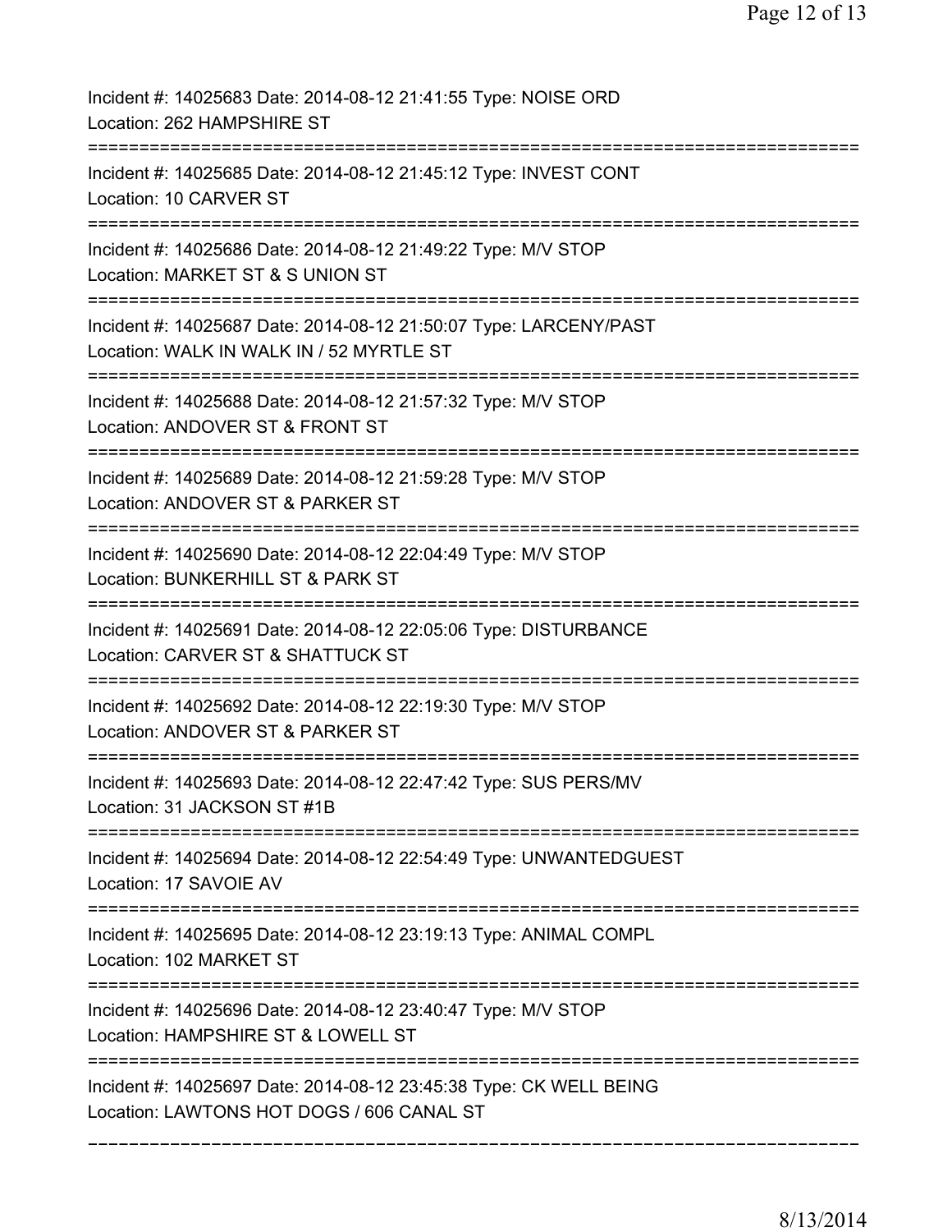Incident #: 14025683 Date: 2014-08-12 21:41:55 Type: NOISE ORD
Location: 262 HAMPSHIRE ST

===========================================================================

Incident #: 14025685 Date: 2014-08-12 21:45:12 Type: INVEST CONT
Location: 10 CARVER ST

===========================================================================

Incident #: 14025686 Date: 2014-08-12 21:49:22 Type: M/V STOP
Location: MARKET ST & S UNION ST

===========================================================================

Incident #: 14025687 Date: 2014-08-12 21:50:07 Type: LARCENY/PAST
Location: WALK IN WALK IN / 52 MYRTLE ST

===========================================================================

Incident #: 14025688 Date: 2014-08-12 21:57:32 Type: M/V STOP
Location: ANDOVER ST & FRONT ST

===========================================================================

Incident #: 14025689 Date: 2014-08-12 21:59:28 Type: M/V STOP
Location: ANDOVER ST & PARKER ST

===========================================================================

Incident #: 14025690 Date: 2014-08-12 22:04:49 Type: M/V STOP
Location: BUNKERHILL ST & PARK ST

===========================================================================

Incident #: 14025691 Date: 2014-08-12 22:05:06 Type: DISTURBANCE
Location: CARVER ST & SHATTUCK ST

===========================================================================

Incident #: 14025692 Date: 2014-08-12 22:19:30 Type: M/V STOP
Location: ANDOVER ST & PARKER ST

===========================================================================

Incident #: 14025693 Date: 2014-08-12 22:47:42 Type: SUS PERS/MV
Location: 31 JACKSON ST #1B

===========================================================================

Incident #: 14025694 Date: 2014-08-12 22:54:49 Type: UNWANTEDGUEST
Location: 17 SAVOIE AV

===========================================================================

Incident #: 14025695 Date: 2014-08-12 23:19:13 Type: ANIMAL COMPL
Location: 102 MARKET ST

===========================================================================

Incident #: 14025696 Date: 2014-08-12 23:40:47 Type: M/V STOP
Location: HAMPSHIRE ST & LOWELL ST

===========================================================================

Incident #: 14025697 Date: 2014-08-12 23:45:38 Type: CK WELL BEING
Location: LAWTONS HOT DOGS / 606 CANAL ST

---------------------------------------------------------------------------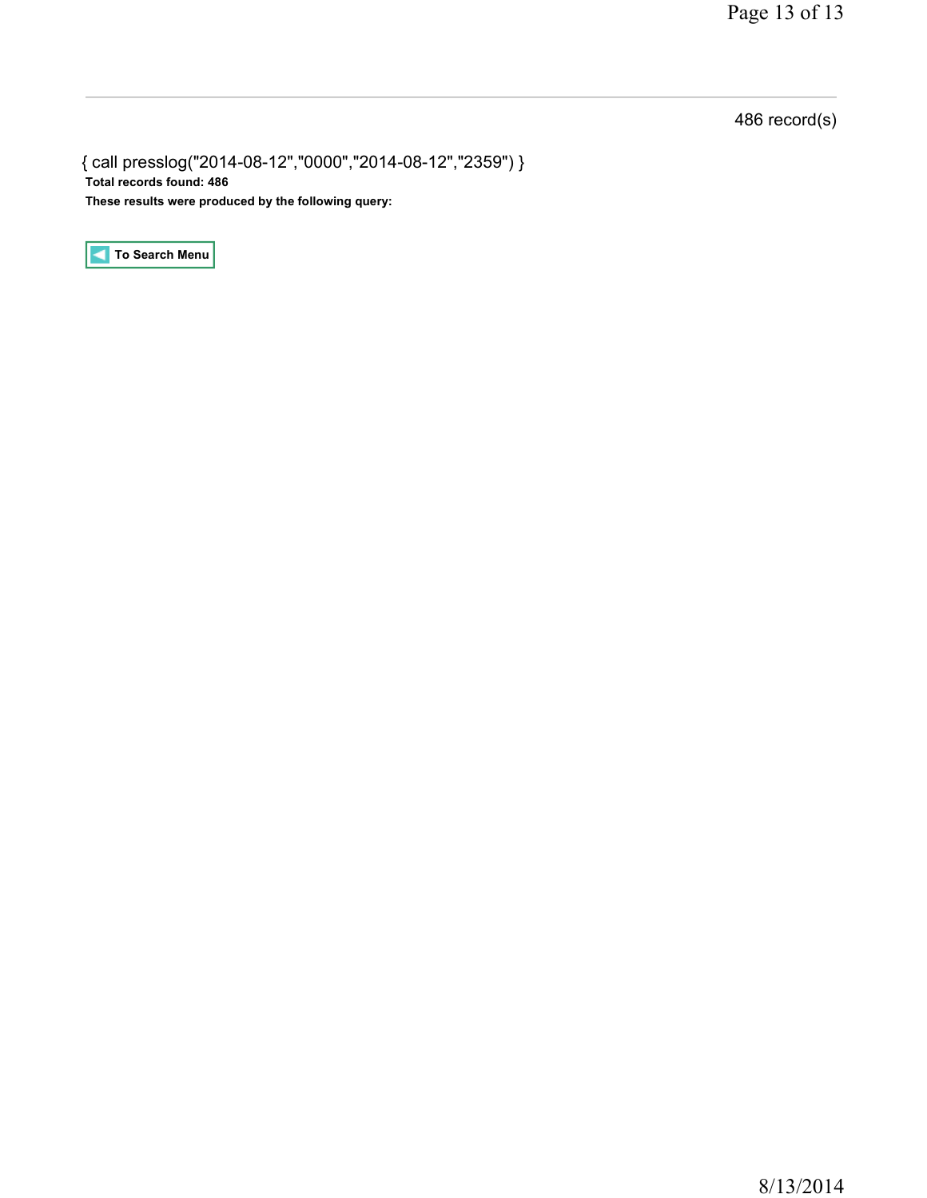486 record(s)

```
{ call presslog("2014-08-12","0000","2014-08-12","2359") }
```

**Total records found: 486**

**These results were produced by the following query:**

**To Search Menu**